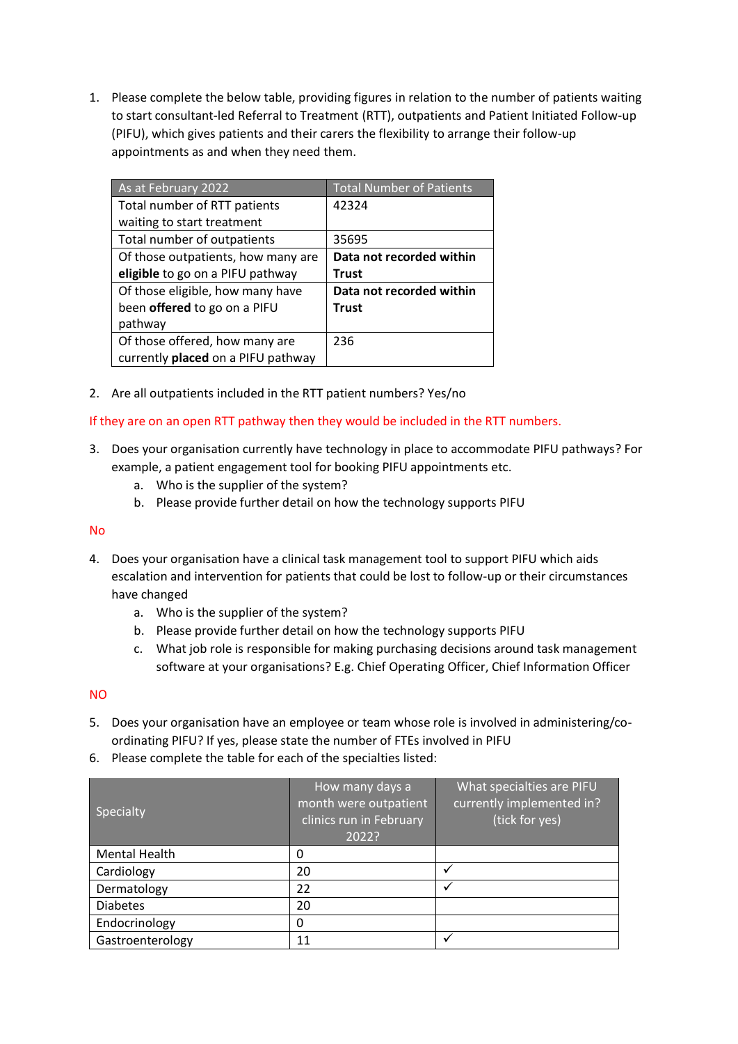1. Please complete the below table, providing figures in relation to the number of patients waiting to start consultant-led Referral to Treatment (RTT), outpatients and Patient Initiated Follow-up (PIFU), which gives patients and their carers the flexibility to arrange their follow-up appointments as and when they need them.

| As at February 2022 | Total Number of Patients |
|---|---|
| Total number of RTT patients waiting to start treatment | 42324 |
| Total number of outpatients | 35695 |
| Of those outpatients, how many are **eligible** to go on a PIFU pathway | **Data not recorded within Trust** |
| Of those eligible, how many have been **offered** to go on a PIFU pathway | **Data not recorded within Trust** |
| Of those offered, how many are currently **placed** on a PIFU pathway | 236 |

2. Are all outpatients included in the RTT patient numbers? Yes/no

If they are on an open RTT pathway then they would be included in the RTT numbers.

3. Does your organisation currently have technology in place to accommodate PIFU pathways? For example, a patient engagement tool for booking PIFU appointments etc.
    a. Who is the supplier of the system?
    b. Please provide further detail on how the technology supports PIFU

No

4. Does your organisation have a clinical task management tool to support PIFU which aids escalation and intervention for patients that could be lost to follow-up or their circumstances have changed
    a. Who is the supplier of the system?
    b. Please provide further detail on how the technology supports PIFU
    c. What job role is responsible for making purchasing decisions around task management software at your organisations? E.g. Chief Operating Officer, Chief Information Officer

NO

5. Does your organisation have an employee or team whose role is involved in administering/co-ordinating PIFU? If yes, please state the number of FTEs involved in PIFU
6. Please complete the table for each of the specialties listed:

| Specialty | How many days a month were outpatient clinics run in February 2022? | What specialties are PIFU currently implemented in? (tick for yes) |
|---|---|---|
| Mental Health | 0 | |
| Cardiology | 20 | ✓ |
| Dermatology | 22 | ✓ |
| Diabetes | 20 | |
| Endocrinology | 0 | |
| Gastroenterology | 11 | ✓ |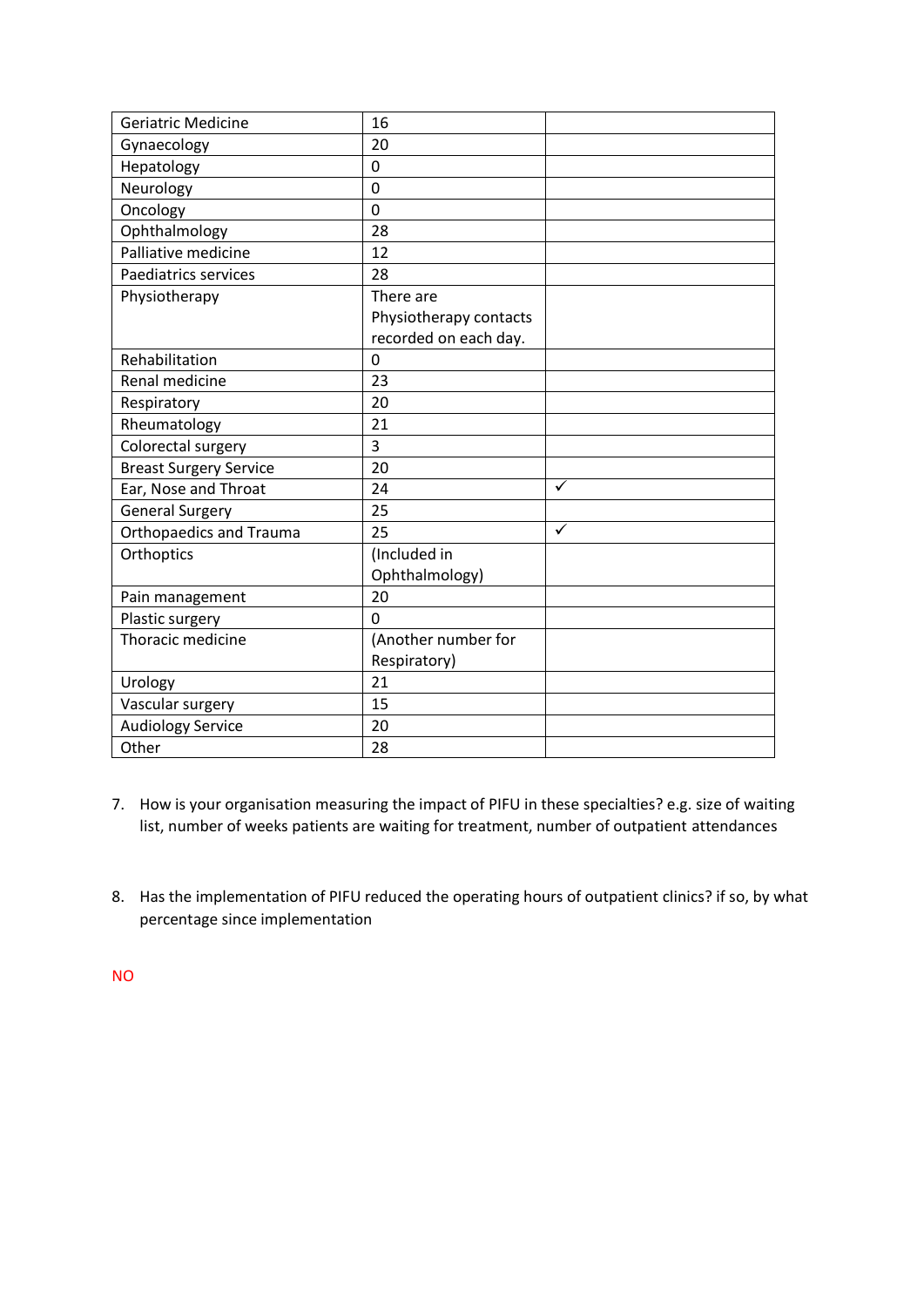| | | |
|---|---|---|
| Geriatric Medicine | 16 | |
| Gynaecology | 20 | |
| Hepatology | 0 | |
| Neurology | 0 | |
| Oncology | 0 | |
| Ophthalmology | 28 | |
| Palliative medicine | 12 | |
| Paediatrics services | 28 | |
| Physiotherapy | There are Physiotherapy contacts recorded on each day. | |
| Rehabilitation | 0 | |
| Renal medicine | 23 | |
| Respiratory | 20 | |
| Rheumatology | 21 | |
| Colorectal surgery | 3 | |
| Breast Surgery Service | 20 | |
| Ear, Nose and Throat | 24 | ✓ |
| General Surgery | 25 | |
| Orthopaedics and Trauma | 25 | ✓ |
| Orthoptics | (Included in Ophthalmology) | |
| Pain management | 20 | |
| Plastic surgery | 0 | |
| Thoracic medicine | (Another number for Respiratory) | |
| Urology | 21 | |
| Vascular surgery | 15 | |
| Audiology Service | 20 | |
| Other | 28 | |

7. How is your organisation measuring the impact of PIFU in these specialties? e.g. size of waiting list, number of weeks patients are waiting for treatment, number of outpatient attendances

8. Has the implementation of PIFU reduced the operating hours of outpatient clinics? if so, by what percentage since implementation

NO